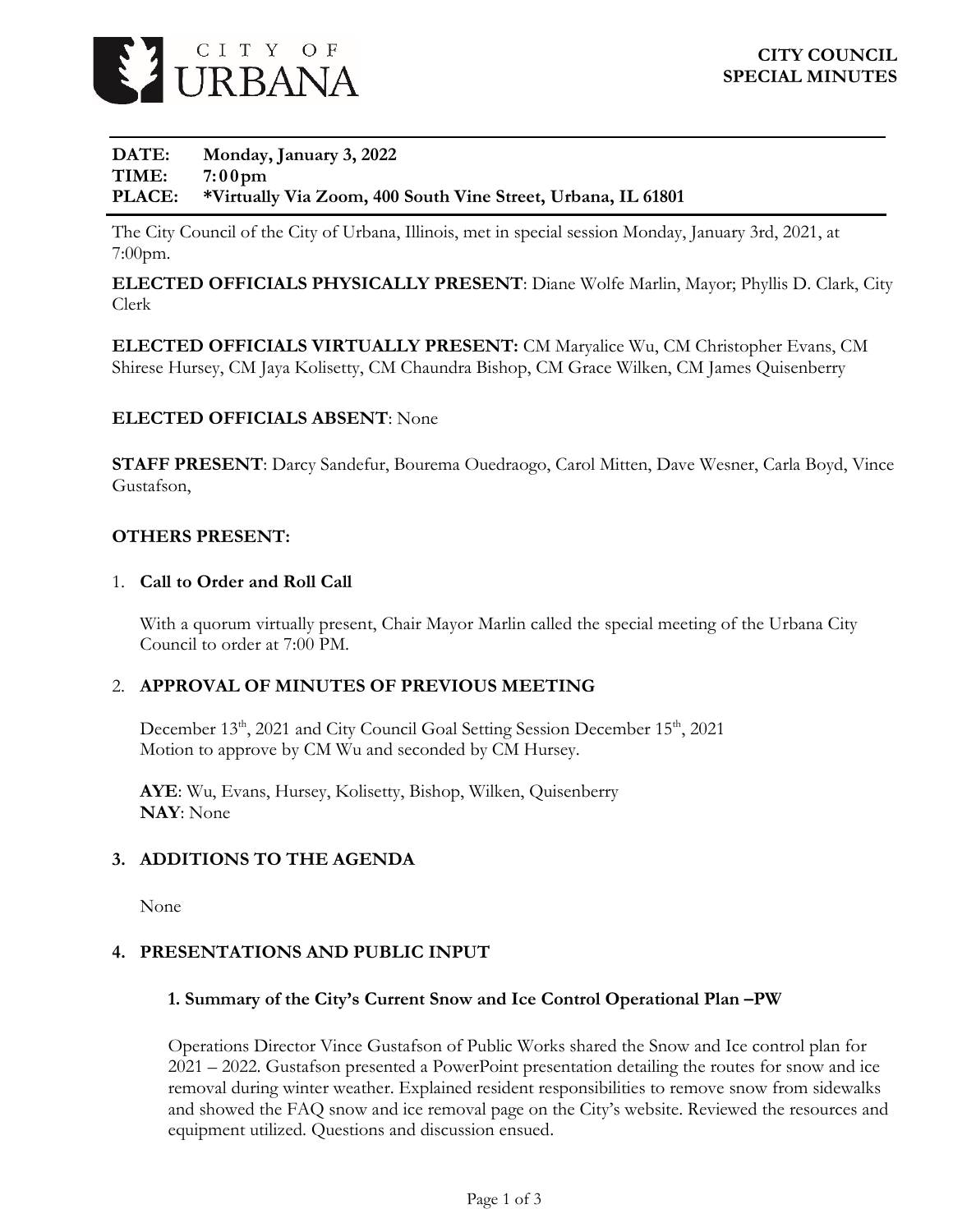**CITY OF URBANA**

**CITY COUNCIL**
**SPECIAL MINUTES**

**DATE:** **Monday, January 3, 2022**
**TIME:** **7:00pm**
**PLACE:** **\*Virtually Via Zoom, 400 South Vine Street, Urbana, IL 61801**

The City Council of the City of Urbana, Illinois, met in special session Monday, January 3rd, 2021, at 7:00pm.

**ELECTED OFFICIALS PHYSICALLY PRESENT**: Diane Wolfe Marlin, Mayor; Phyllis D. Clark, City Clerk

**ELECTED OFFICIALS VIRTUALLY PRESENT:** CM Maryalice Wu, CM Christopher Evans, CM Shirese Hursey, CM Jaya Kolisetty, CM Chaundra Bishop, CM Grace Wilken, CM James Quisenberry

**ELECTED OFFICIALS ABSENT**: None

**STAFF PRESENT**: Darcy Sandefur, Bourema Ouedraogo, Carol Mitten, Dave Wesner, Carla Boyd, Vince Gustafson,

**OTHERS PRESENT:**

1. **Call to Order and Roll Call**

   With a quorum virtually present, Chair Mayor Marlin called the special meeting of the Urbana City Council to order at 7:00 PM.

2. **APPROVAL OF MINUTES OF PREVIOUS MEETING**

   December 13th, 2021 and City Council Goal Setting Session December 15th, 2021
   Motion to approve by CM Wu and seconded by CM Hursey.

   **AYE**: Wu, Evans, Hursey, Kolisetty, Bishop, Wilken, Quisenberry
   **NAY**: None

3. **ADDITIONS TO THE AGENDA**

   None

4. **PRESENTATIONS AND PUBLIC INPUT**

   **1. Summary of the City's Current Snow and Ice Control Operational Plan –PW**

   Operations Director Vince Gustafson of Public Works shared the Snow and Ice control plan for 2021 – 2022. Gustafson presented a PowerPoint presentation detailing the routes for snow and ice removal during winter weather. Explained resident responsibilities to remove snow from sidewalks and showed the FAQ snow and ice removal page on the City's website. Reviewed the resources and equipment utilized. Questions and discussion ensued.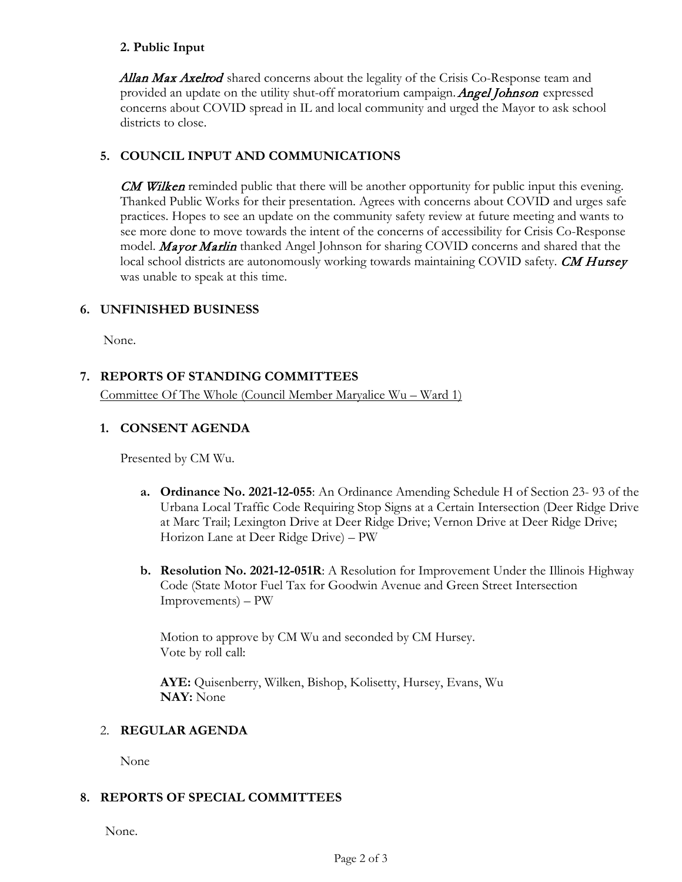### 2. Public Input

*Allan Max Axelrod* shared concerns about the legality of the Crisis Co-Response team and provided an update on the utility shut-off moratorium campaign. *Angel Johnson* expressed concerns about COVID spread in IL and local community and urged the Mayor to ask school districts to close.

### 5. COUNCIL INPUT AND COMMUNICATIONS

*CM Wilken* reminded public that there will be another opportunity for public input this evening. Thanked Public Works for their presentation. Agrees with concerns about COVID and urges safe practices. Hopes to see an update on the community safety review at future meeting and wants to see more done to move towards the intent of the concerns of accessibility for Crisis Co-Response model. *Mayor Marlin* thanked Angel Johnson for sharing COVID concerns and shared that the local school districts are autonomously working towards maintaining COVID safety. *CM Hursey* was unable to speak at this time.

### 6. UNFINISHED BUSINESS

None.

### 7. REPORTS OF STANDING COMMITTEES

Committee Of The Whole (Council Member Maryalice Wu – Ward 1)

#### 1. CONSENT AGENDA

Presented by CM Wu.

a. **Ordinance No. 2021-12-055**: An Ordinance Amending Schedule H of Section 23- 93 of the Urbana Local Traffic Code Requiring Stop Signs at a Certain Intersection (Deer Ridge Drive at Marc Trail; Lexington Drive at Deer Ridge Drive; Vernon Drive at Deer Ridge Drive; Horizon Lane at Deer Ridge Drive) – PW

b. **Resolution No. 2021-12-051R**: A Resolution for Improvement Under the Illinois Highway Code (State Motor Fuel Tax for Goodwin Avenue and Green Street Intersection Improvements) – PW

Motion to approve by CM Wu and seconded by CM Hursey.
Vote by roll call:

**AYE:** Quisenberry, Wilken, Bishop, Kolisetty, Hursey, Evans, Wu
**NAY:** None

#### 2. REGULAR AGENDA

None

### 8. REPORTS OF SPECIAL COMMITTEES

None.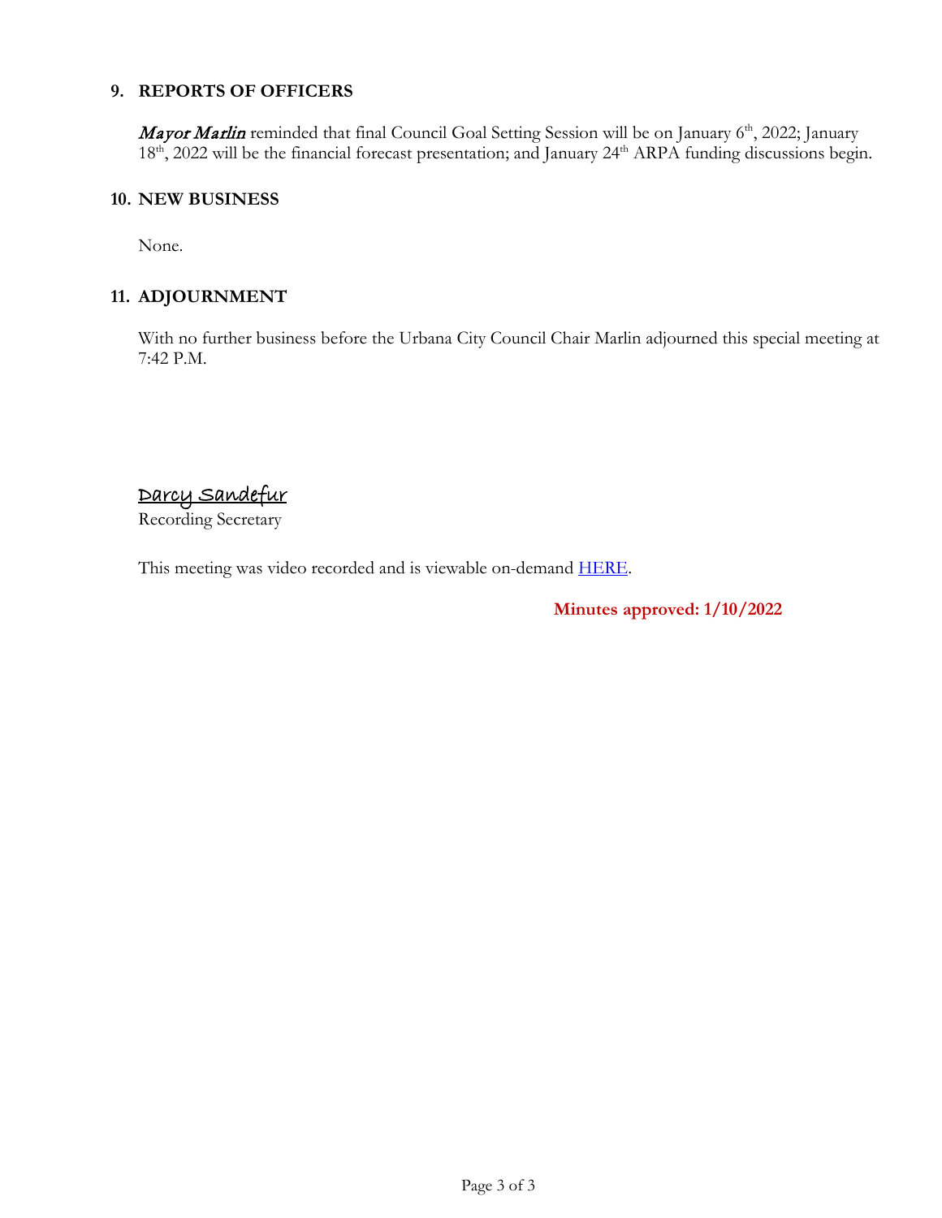## 9. REPORTS OF OFFICERS

***Mayor Marlin*** reminded that final Council Goal Setting Session will be on January 6th, 2022; January 18th, 2022 will be the financial forecast presentation; and January 24th ARPA funding discussions begin.

## 10. NEW BUSINESS

None.

## 11. ADJOURNMENT

With no further business before the Urbana City Council Chair Marlin adjourned this special meeting at 7:42 P.M.

Darcy Sandefur
Recording Secretary

This meeting was video recorded and is viewable on-demand HERE.

**Minutes approved: 1/10/2022**